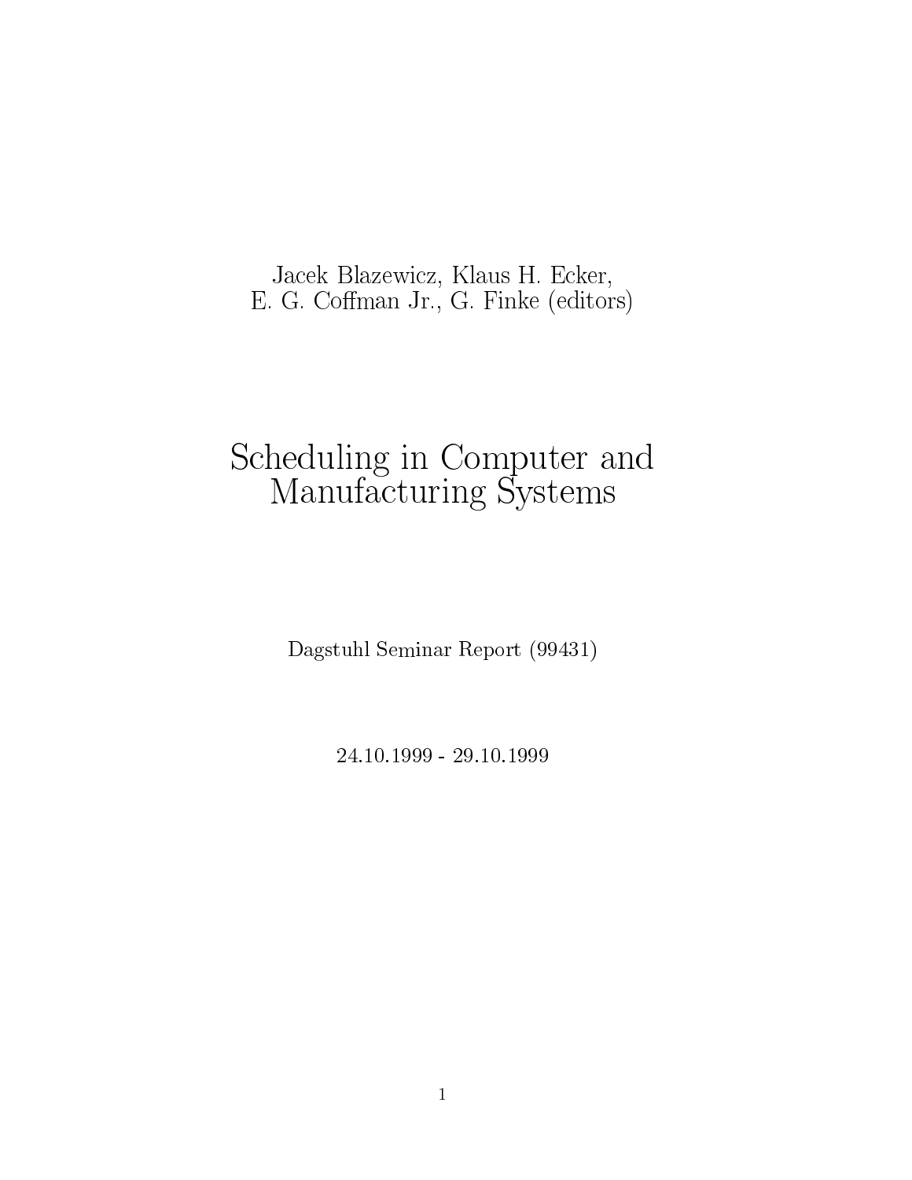Jacek Blazewicz, Klaus H. Ecker,
E. G. Coffman Jr., G. Finke (editors)

# Scheduling in Computer and Manufacturing Systems

Dagstuhl Seminar Report (99431)

24.10.1999 - 29.10.1999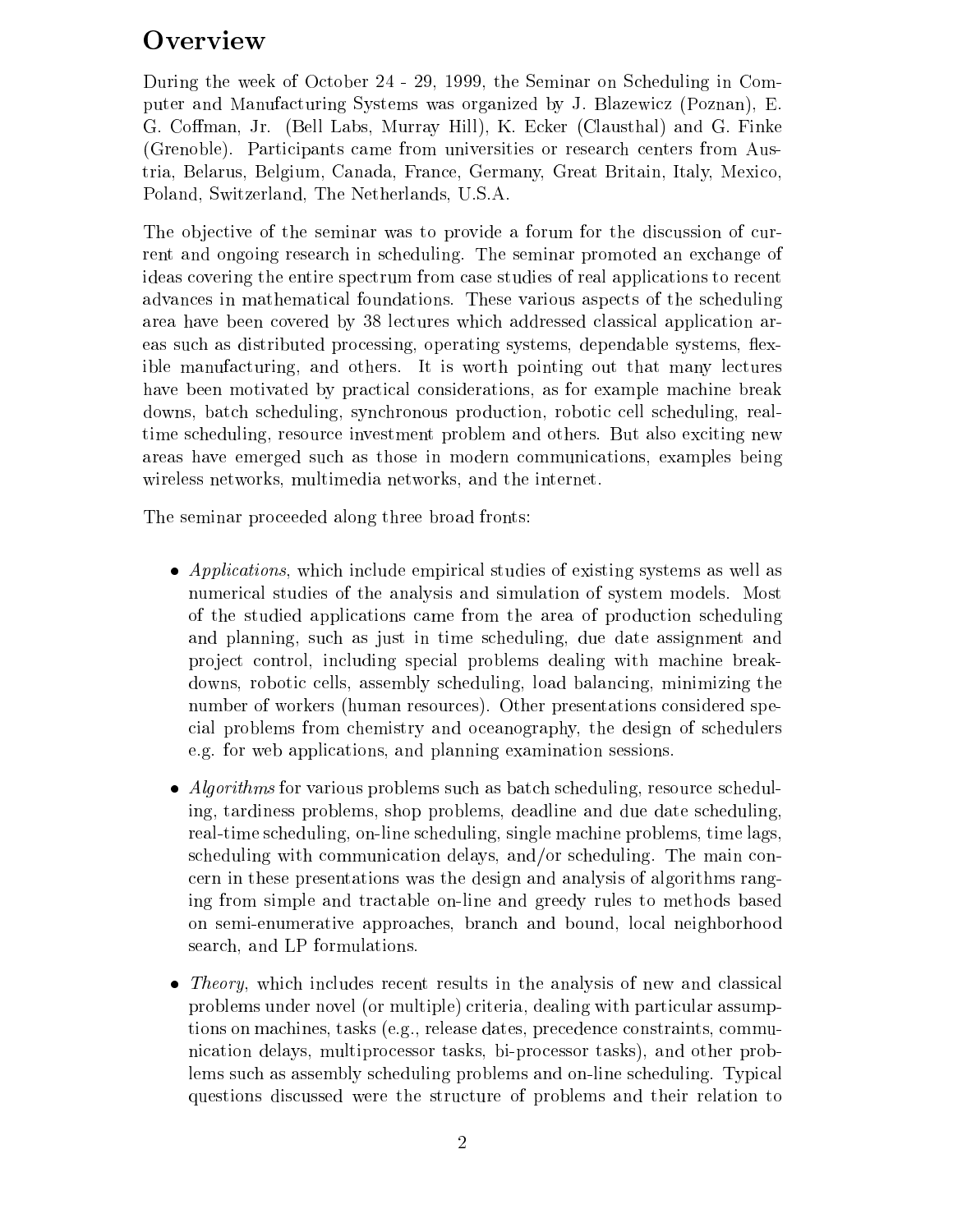# Overview

During the week of October 24 - 29, 1999, the Seminar on Scheduling in Computer and Manufacturing Systems was organized by J. Blazewicz (Poznan), E. G. Coffman, Jr. (Bell Labs, Murray Hill), K. Ecker (Clausthal) and G. Finke (Grenoble). Participants came from universities or research centers from Austria, Belarus, Belgium, Canada, France, Germany, Great Britain, Italy, Mexico, Poland, Switzerland, The Netherlands, U.S.A.

The objective of the seminar was to provide a forum for the discussion of current and ongoing research in scheduling. The seminar promoted an exchange of ideas covering the entire spectrum from case studies of real applications to recent advances in mathematical foundations. These various aspects of the scheduling area have been covered by 38 lectures which addressed classical application areas such as distributed processing, operating systems, dependable systems, flexible manufacturing, and others. It is worth pointing out that many lectures have been motivated by practical considerations, as for example machine break downs, batch scheduling, synchronous production, robotic cell scheduling, real-time scheduling, resource investment problem and others. But also exciting new areas have emerged such as those in modern communications, examples being wireless networks, multimedia networks, and the internet.

The seminar proceeded along three broad fronts:

- *Applications*, which include empirical studies of existing systems as well as numerical studies of the analysis and simulation of system models. Most of the studied applications came from the area of production scheduling and planning, such as just in time scheduling, due date assignment and project control, including special problems dealing with machine breakdowns, robotic cells, assembly scheduling, load balancing, minimizing the number of workers (human resources). Other presentations considered special problems from chemistry and oceanography, the design of schedulers e.g. for web applications, and planning examination sessions.

- *Algorithms* for various problems such as batch scheduling, resource scheduling, tardiness problems, shop problems, deadline and due date scheduling, real-time scheduling, on-line scheduling, single machine problems, time lags, scheduling with communication delays, and/or scheduling. The main concern in these presentations was the design and analysis of algorithms ranging from simple and tractable on-line and greedy rules to methods based on semi-enumerative approaches, branch and bound, local neighborhood search, and LP formulations.

- *Theory*, which includes recent results in the analysis of new and classical problems under novel (or multiple) criteria, dealing with particular assumptions on machines, tasks (e.g., release dates, precedence constraints, communication delays, multiprocessor tasks, bi-processor tasks), and other problems such as assembly scheduling problems and on-line scheduling. Typical questions discussed were the structure of problems and their relation to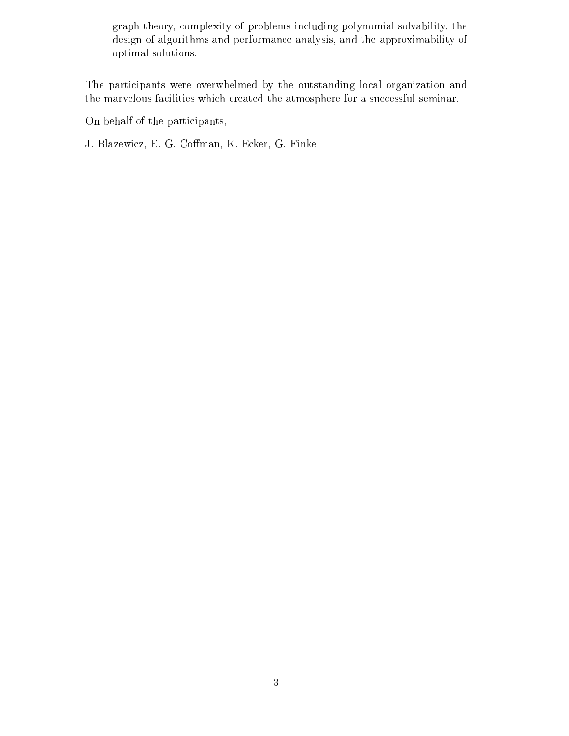graph theory, complexity of problems including polynomial solvability, the design of algorithms and performance analysis, and the approximability of optimal solutions.

The participants were overwhelmed by the outstanding local organization and the marvelous facilities which created the atmosphere for a successful seminar.

On behalf of the participants,

J. Blazewicz, E. G. Coffman, K. Ecker, G. Finke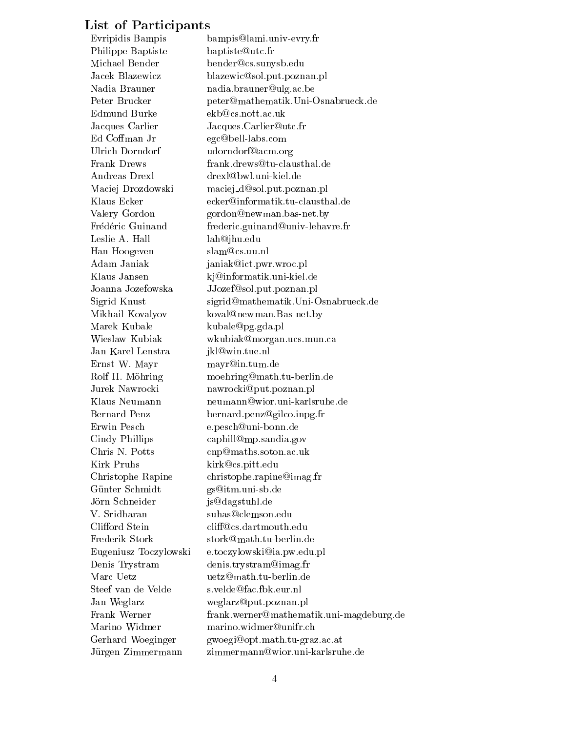## List of Participants

| | |
|---|---|
| Evripidis Bampis | bampis@lami.univ-evry.fr |
| Philippe Baptiste | baptiste@utc.fr |
| Michael Bender | bender@cs.sunysb.edu |
| Jacek Blazewicz | blazewic@sol.put.poznan.pl |
| Nadia Brauner | nadia.brauner@ulg.ac.be |
| Peter Brucker | peter@mathematik.Uni-Osnabrueck.de |
| Edmund Burke | ekb@cs.nott.ac.uk |
| Jacques Carlier | Jacques.Carlier@utc.fr |
| Ed Coffman Jr | egc@bell-labs.com |
| Ulrich Dorndorf | udorndorf@acm.org |
| Frank Drews | frank.drews@tu-clausthal.de |
| Andreas Drexl | drexl@bwl.uni-kiel.de |
| Maciej Drozdowski | maciej_d@sol.put.poznan.pl |
| Klaus Ecker | ecker@informatik.tu-clausthal.de |
| Valery Gordon | gordon@newman.bas-net.by |
| Frédéric Guinand | frederic.guinand@univ-lehavre.fr |
| Leslie A. Hall | lah@jhu.edu |
| Han Hoogeven | slam@cs.uu.nl |
| Adam Janiak | janiak@ict.pwr.wroc.pl |
| Klaus Jansen | kj@informatik.uni-kiel.de |
| Joanna Jozefowska | JJozef@sol.put.poznan.pl |
| Sigrid Knust | sigrid@mathematik.Uni-Osnabrueck.de |
| Mikhail Kovalyov | koval@newman.Bas-net.by |
| Marek Kubale | kubale@pg.gda.pl |
| Wieslaw Kubiak | wkubiak@morgan.ucs.mun.ca |
| Jan Karel Lenstra | jkl@win.tue.nl |
| Ernst W. Mayr | mayr@in.tum.de |
| Rolf H. Möhring | moehring@math.tu-berlin.de |
| Jurek Nawrocki | nawrocki@put.poznan.pl |
| Klaus Neumann | neumann@wior.uni-karlsruhe.de |
| Bernard Penz | bernard.penz@gilco.inpg.fr |
| Erwin Pesch | e.pesch@uni-bonn.de |
| Cindy Phillips | caphill@mp.sandia.gov |
| Chris N. Potts | cnp@maths.soton.ac.uk |
| Kirk Pruhs | kirk@cs.pitt.edu |
| Christophe Rapine | christophe.rapine@imag.fr |
| Günter Schmidt | gs@itm.uni-sb.de |
| Jörn Schneider | js@dagstuhl.de |
| V. Sridharan | suhas@clemson.edu |
| Clifford Stein | cliff@cs.dartmouth.edu |
| Frederik Stork | stork@math.tu-berlin.de |
| Eugeniusz Toczylowski | e.toczylowski@ia.pw.edu.pl |
| Denis Trystram | denis.trystram@imag.fr |
| Marc Uetz | uetz@math.tu-berlin.de |
| Steef van de Velde | s.velde@fac.fbk.eur.nl |
| Jan Weglarz | weglarz@put.poznan.pl |
| Frank Werner | frank.werner@mathematik.uni-magdeburg.de |
| Marino Widmer | marino.widmer@unifr.ch |
| Gerhard Woeginger | gwoegi@opt.math.tu-graz.ac.at |
| Jürgen Zimmermann | zimmermann@wior.uni-karlsruhe.de |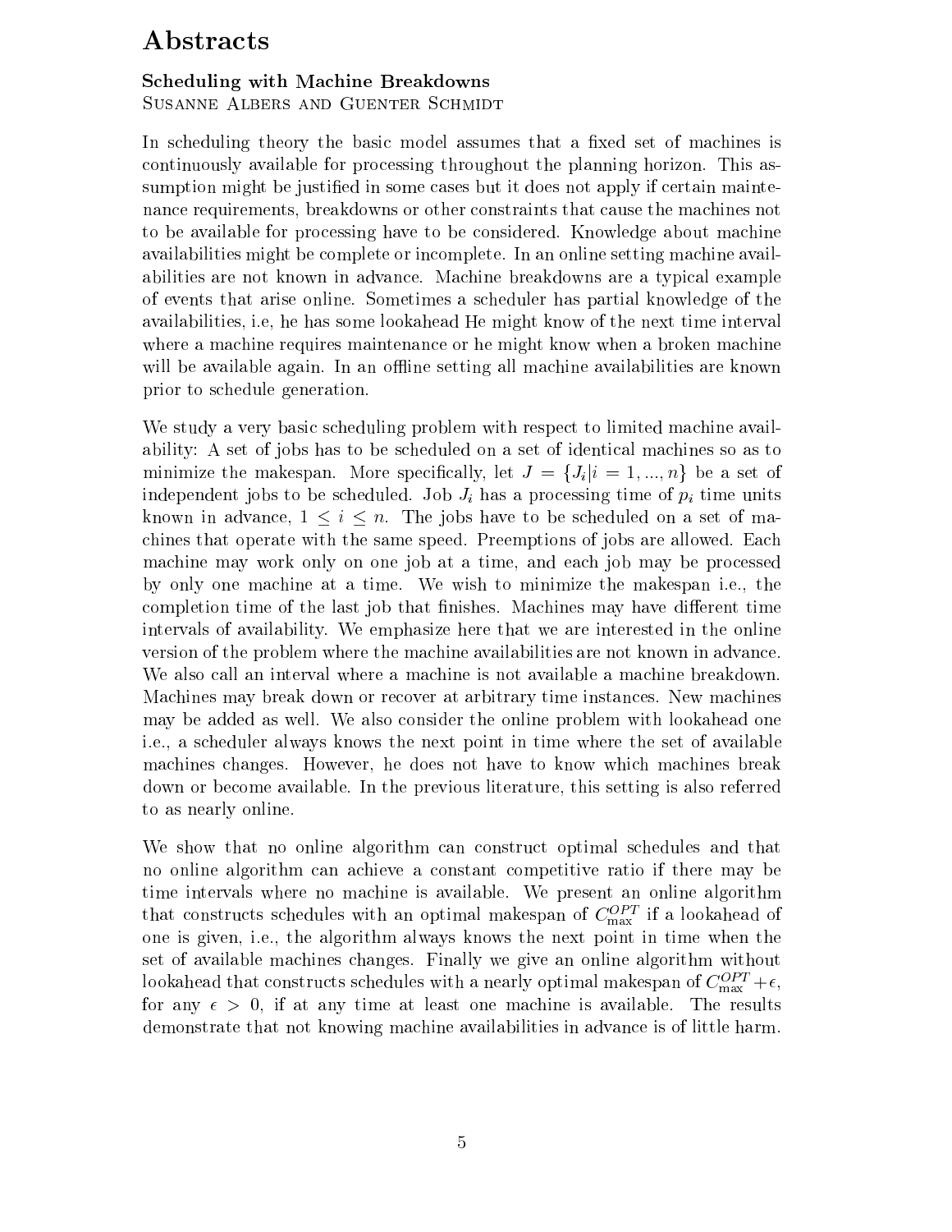# Abstracts

### Scheduling with Machine Breakdowns

Susanne Albers and Guenter Schmidt

In scheduling theory the basic model assumes that a fixed set of machines is continuously available for processing throughout the planning horizon. This assumption might be justified in some cases but it does not apply if certain maintenance requirements, breakdowns or other constraints that cause the machines not to be available for processing have to be considered. Knowledge about machine availabilities might be complete or incomplete. In an online setting machine availabilities are not known in advance. Machine breakdowns are a typical example of events that arise online. Sometimes a scheduler has partial knowledge of the availabilities, i.e, he has some lookahead He might know of the next time interval where a machine requires maintenance or he might know when a broken machine will be available again. In an offline setting all machine availabilities are known prior to schedule generation.

We study a very basic scheduling problem with respect to limited machine availability: A set of jobs has to be scheduled on a set of identical machines so as to minimize the makespan. More specifically, let $J = \{J_i | i = 1, ..., n\}$ be a set of independent jobs to be scheduled. Job $J_i$ has a processing time of $p_i$ time units known in advance, $1 \leq i \leq n$. The jobs have to be scheduled on a set of machines that operate with the same speed. Preemptions of jobs are allowed. Each machine may work only on one job at a time, and each job may be processed by only one machine at a time. We wish to minimize the makespan i.e., the completion time of the last job that finishes. Machines may have different time intervals of availability. We emphasize here that we are interested in the online version of the problem where the machine availabilities are not known in advance. We also call an interval where a machine is not available a machine breakdown. Machines may break down or recover at arbitrary time instances. New machines may be added as well. We also consider the online problem with lookahead one i.e., a scheduler always knows the next point in time where the set of available machines changes. However, he does not have to know which machines break down or become available. In the previous literature, this setting is also referred to as nearly online.

We show that no online algorithm can construct optimal schedules and that no online algorithm can achieve a constant competitive ratio if there may be time intervals where no machine is available. We present an online algorithm that constructs schedules with an optimal makespan of $C_{\max}^{OPT}$ if a lookahead of one is given, i.e., the algorithm always knows the next point in time when the set of available machines changes. Finally we give an online algorithm without lookahead that constructs schedules with a nearly optimal makespan of $C_{\max}^{OPT} + \epsilon$, for any $\epsilon > 0$, if at any time at least one machine is available. The results demonstrate that not knowing machine availabilities in advance is of little harm.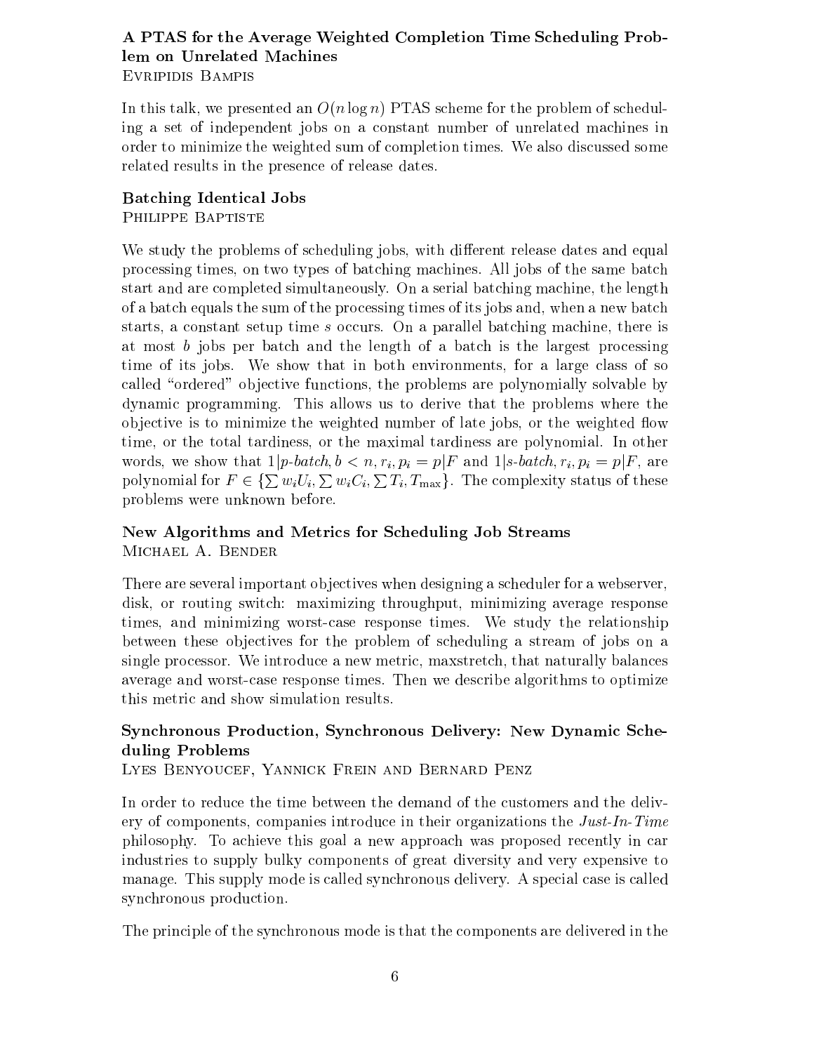### A PTAS for the Average Weighted Completion Time Scheduling Problem on Unrelated Machines

Evripidis Bampis

In this talk, we presented an $O(n \log n)$ PTAS scheme for the problem of scheduling a set of independent jobs on a constant number of unrelated machines in order to minimize the weighted sum of completion times. We also discussed some related results in the presence of release dates.

### Batching Identical Jobs

Philippe Baptiste

We study the problems of scheduling jobs, with different release dates and equal processing times, on two types of batching machines. All jobs of the same batch start and are completed simultaneously. On a serial batching machine, the length of a batch equals the sum of the processing times of its jobs and, when a new batch starts, a constant setup time $s$ occurs. On a parallel batching machine, there is at most $b$ jobs per batch and the length of a batch is the largest processing time of its jobs. We show that in both environments, for a large class of so called "ordered" objective functions, the problems are polynomially solvable by dynamic programming. This allows us to derive that the problems where the objective is to minimize the weighted number of late jobs, or the weighted flow time, or the total tardiness, or the maximal tardiness are polynomial. In other words, we show that $1|p\text{-}batch, b < n, r_i, p_i = p|F$ and $1|s\text{-}batch, r_i, p_i = p|F$, are polynomial for $F \in \{\sum w_i U_i, \sum w_i C_i, \sum T_i, T_{\max}\}$. The complexity status of these problems were unknown before.

### New Algorithms and Metrics for Scheduling Job Streams

Michael A. Bender

There are several important objectives when designing a scheduler for a webserver, disk, or routing switch: maximizing throughput, minimizing average response times, and minimizing worst-case response times. We study the relationship between these objectives for the problem of scheduling a stream of jobs on a single processor. We introduce a new metric, maxstretch, that naturally balances average and worst-case response times. Then we describe algorithms to optimize this metric and show simulation results.

### Synchronous Production, Synchronous Delivery: New Dynamic Scheduling Problems

Lyes Benyoucef, Yannick Frein and Bernard Penz

In order to reduce the time between the demand of the customers and the delivery of components, companies introduce in their organizations the *Just-In-Time* philosophy. To achieve this goal a new approach was proposed recently in car industries to supply bulky components of great diversity and very expensive to manage. This supply mode is called synchronous delivery. A special case is called synchronous production.

The principle of the synchronous mode is that the components are delivered in the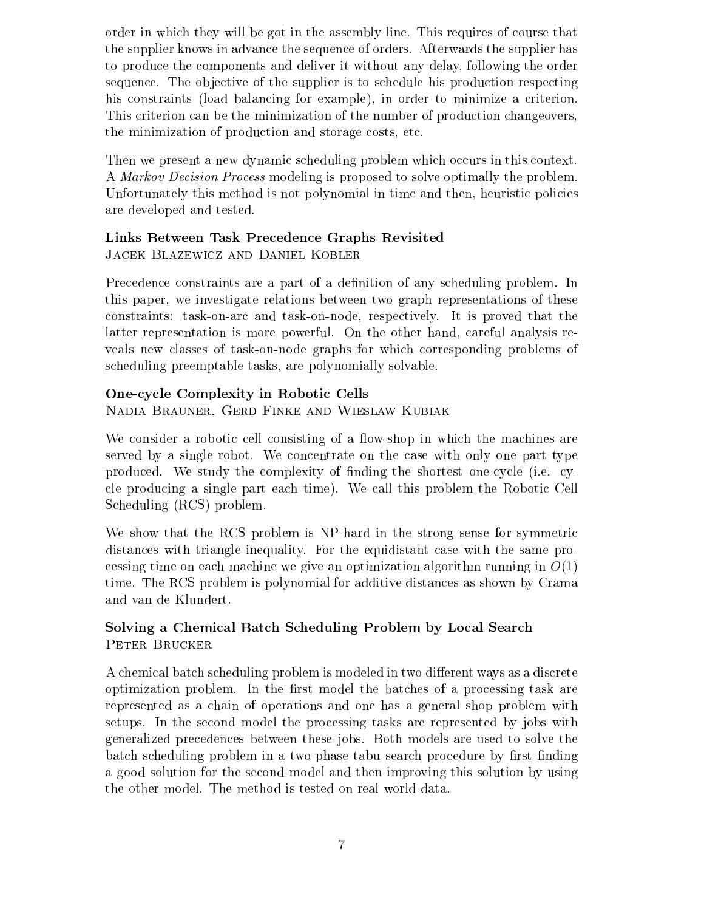order in which they will be got in the assembly line. This requires of course that the supplier knows in advance the sequence of orders. Afterwards the supplier has to produce the components and deliver it without any delay, following the order sequence. The objective of the supplier is to schedule his production respecting his constraints (load balancing for example), in order to minimize a criterion. This criterion can be the minimization of the number of production changeovers, the minimization of production and storage costs, etc.

Then we present a new dynamic scheduling problem which occurs in this context. A *Markov Decision Process* modeling is proposed to solve optimally the problem. Unfortunately this method is not polynomial in time and then, heuristic policies are developed and tested.

**Links Between Task Precedence Graphs Revisited**
Jacek Blazewicz and Daniel Kobler

Precedence constraints are a part of a definition of any scheduling problem. In this paper, we investigate relations between two graph representations of these constraints: task-on-arc and task-on-node, respectively. It is proved that the latter representation is more powerful. On the other hand, careful analysis reveals new classes of task-on-node graphs for which corresponding problems of scheduling preemptable tasks, are polynomially solvable.

**One-cycle Complexity in Robotic Cells**
Nadia Brauner, Gerd Finke and Wieslaw Kubiak

We consider a robotic cell consisting of a flow-shop in which the machines are served by a single robot. We concentrate on the case with only one part type produced. We study the complexity of finding the shortest one-cycle (i.e. cycle producing a single part each time). We call this problem the Robotic Cell Scheduling (RCS) problem.

We show that the RCS problem is NP-hard in the strong sense for symmetric distances with triangle inequality. For the equidistant case with the same processing time on each machine we give an optimization algorithm running in $O(1)$ time. The RCS problem is polynomial for additive distances as shown by Crama and van de Klundert.

**Solving a Chemical Batch Scheduling Problem by Local Search**
Peter Brucker

A chemical batch scheduling problem is modeled in two different ways as a discrete optimization problem. In the first model the batches of a processing task are represented as a chain of operations and one has a general shop problem with setups. In the second model the processing tasks are represented by jobs with generalized precedences between these jobs. Both models are used to solve the batch scheduling problem in a two-phase tabu search procedure by first finding a good solution for the second model and then improving this solution by using the other model. The method is tested on real world data.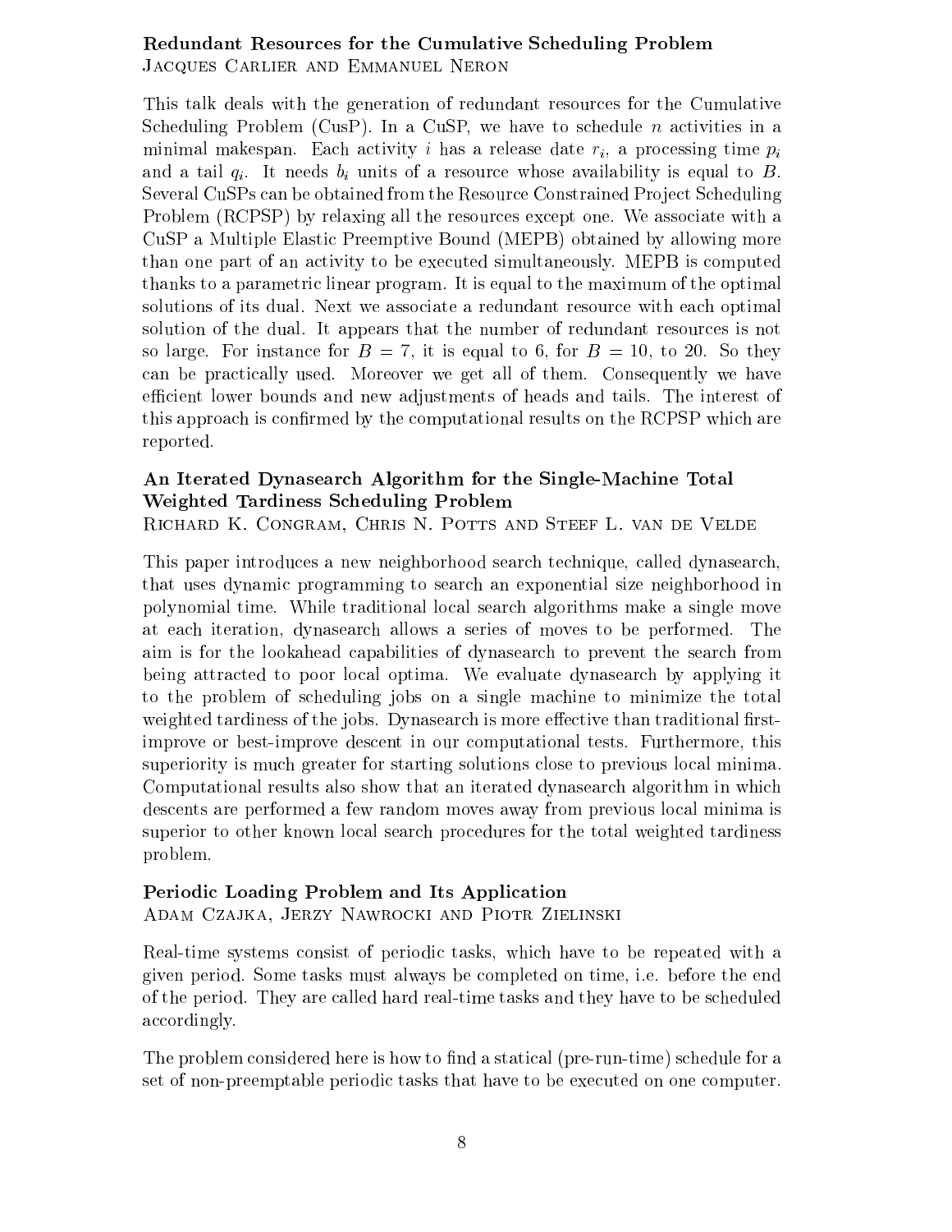### Redundant Resources for the Cumulative Scheduling Problem

Jacques Carlier and Emmanuel Neron

This talk deals with the generation of redundant resources for the Cumulative Scheduling Problem (CusP). In a CuSP, we have to schedule $n$ activities in a minimal makespan. Each activity $i$ has a release date $r_i$, a processing time $p_i$ and a tail $q_i$. It needs $b_i$ units of a resource whose availability is equal to $B$. Several CuSPs can be obtained from the Resource Constrained Project Scheduling Problem (RCPSP) by relaxing all the resources except one. We associate with a CuSP a Multiple Elastic Preemptive Bound (MEPB) obtained by allowing more than one part of an activity to be executed simultaneously. MEPB is computed thanks to a parametric linear program. It is equal to the maximum of the optimal solutions of its dual. Next we associate a redundant resource with each optimal solution of the dual. It appears that the number of redundant resources is not so large. For instance for $B = 7$, it is equal to 6, for $B = 10$, to 20. So they can be practically used. Moreover we get all of them. Consequently we have efficient lower bounds and new adjustments of heads and tails. The interest of this approach is confirmed by the computational results on the RCPSP which are reported.

### An Iterated Dynasearch Algorithm for the Single-Machine Total Weighted Tardiness Scheduling Problem

Richard K. Congram, Chris N. Potts and Steef L. van de Velde

This paper introduces a new neighborhood search technique, called dynasearch, that uses dynamic programming to search an exponential size neighborhood in polynomial time. While traditional local search algorithms make a single move at each iteration, dynasearch allows a series of moves to be performed. The aim is for the lookahead capabilities of dynasearch to prevent the search from being attracted to poor local optima. We evaluate dynasearch by applying it to the problem of scheduling jobs on a single machine to minimize the total weighted tardiness of the jobs. Dynasearch is more effective than traditional first-improve or best-improve descent in our computational tests. Furthermore, this superiority is much greater for starting solutions close to previous local minima. Computational results also show that an iterated dynasearch algorithm in which descents are performed a few random moves away from previous local minima is superior to other known local search procedures for the total weighted tardiness problem.

### Periodic Loading Problem and Its Application

Adam Czajka, Jerzy Nawrocki and Piotr Zielinski

Real-time systems consist of periodic tasks, which have to be repeated with a given period. Some tasks must always be completed on time, i.e. before the end of the period. They are called hard real-time tasks and they have to be scheduled accordingly.

The problem considered here is how to find a statical (pre-run-time) schedule for a set of non-preemptable periodic tasks that have to be executed on one computer.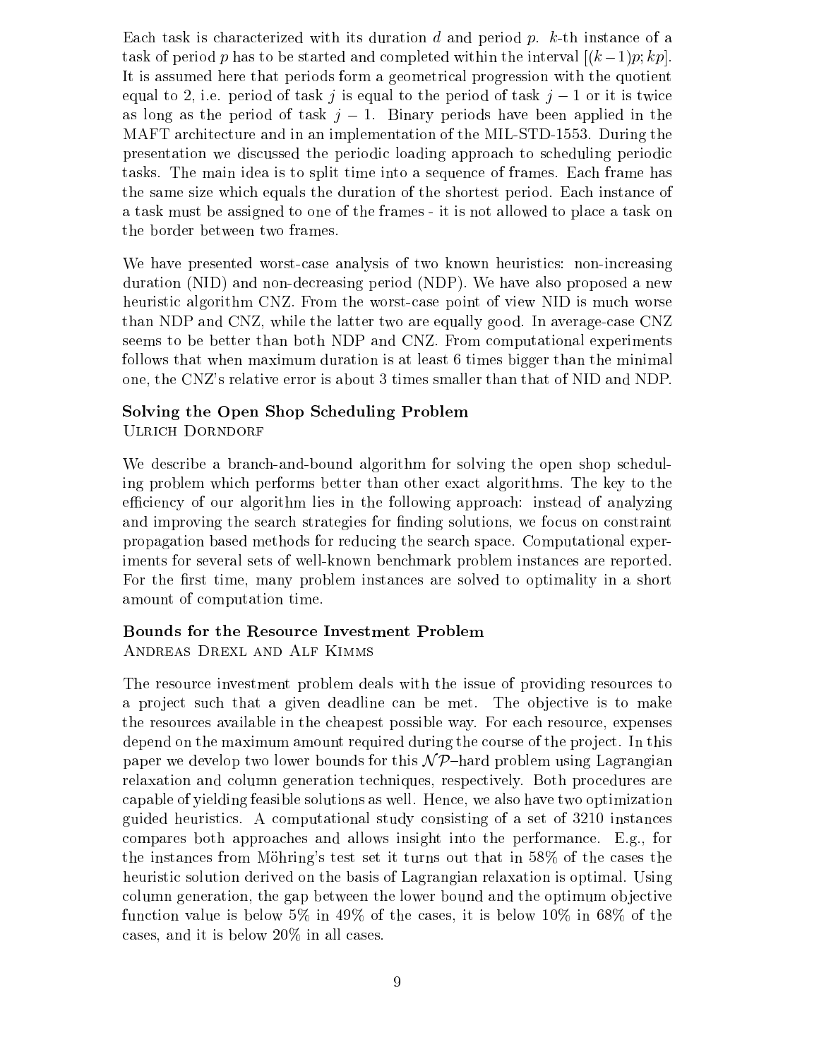Each task is characterized with its duration $d$ and period $p$. $k$-th instance of a task of period $p$ has to be started and completed within the interval $[(k-1)p; kp]$. It is assumed here that periods form a geometrical progression with the quotient equal to 2, i.e. period of task $j$ is equal to the period of task $j-1$ or it is twice as long as the period of task $j-1$. Binary periods have been applied in the MAFT architecture and in an implementation of the MIL-STD-1553. During the presentation we discussed the periodic loading approach to scheduling periodic tasks. The main idea is to split time into a sequence of frames. Each frame has the same size which equals the duration of the shortest period. Each instance of a task must be assigned to one of the frames - it is not allowed to place a task on the border between two frames.

We have presented worst-case analysis of two known heuristics: non-increasing duration (NID) and non-decreasing period (NDP). We have also proposed a new heuristic algorithm CNZ. From the worst-case point of view NID is much worse than NDP and CNZ, while the latter two are equally good. In average-case CNZ seems to be better than both NDP and CNZ. From computational experiments follows that when maximum duration is at least 6 times bigger than the minimal one, the CNZ's relative error is about 3 times smaller than that of NID and NDP.

### Solving the Open Shop Scheduling Problem

Ulrich Dorndorf

We describe a branch-and-bound algorithm for solving the open shop scheduling problem which performs better than other exact algorithms. The key to the efficiency of our algorithm lies in the following approach: instead of analyzing and improving the search strategies for finding solutions, we focus on constraint propagation based methods for reducing the search space. Computational experiments for several sets of well-known benchmark problem instances are reported. For the first time, many problem instances are solved to optimality in a short amount of computation time.

### Bounds for the Resource Investment Problem

Andreas Drexl and Alf Kimms

The resource investment problem deals with the issue of providing resources to a project such that a given deadline can be met. The objective is to make the resources available in the cheapest possible way. For each resource, expenses depend on the maximum amount required during the course of the project. In this paper we develop two lower bounds for this $\mathcal{NP}$–hard problem using Lagrangian relaxation and column generation techniques, respectively. Both procedures are capable of yielding feasible solutions as well. Hence, we also have two optimization guided heuristics. A computational study consisting of a set of 3210 instances compares both approaches and allows insight into the performance. E.g., for the instances from Möhring's test set it turns out that in 58% of the cases the heuristic solution derived on the basis of Lagrangian relaxation is optimal. Using column generation, the gap between the lower bound and the optimum objective function value is below 5% in 49% of the cases, it is below 10% in 68% of the cases, and it is below 20% in all cases.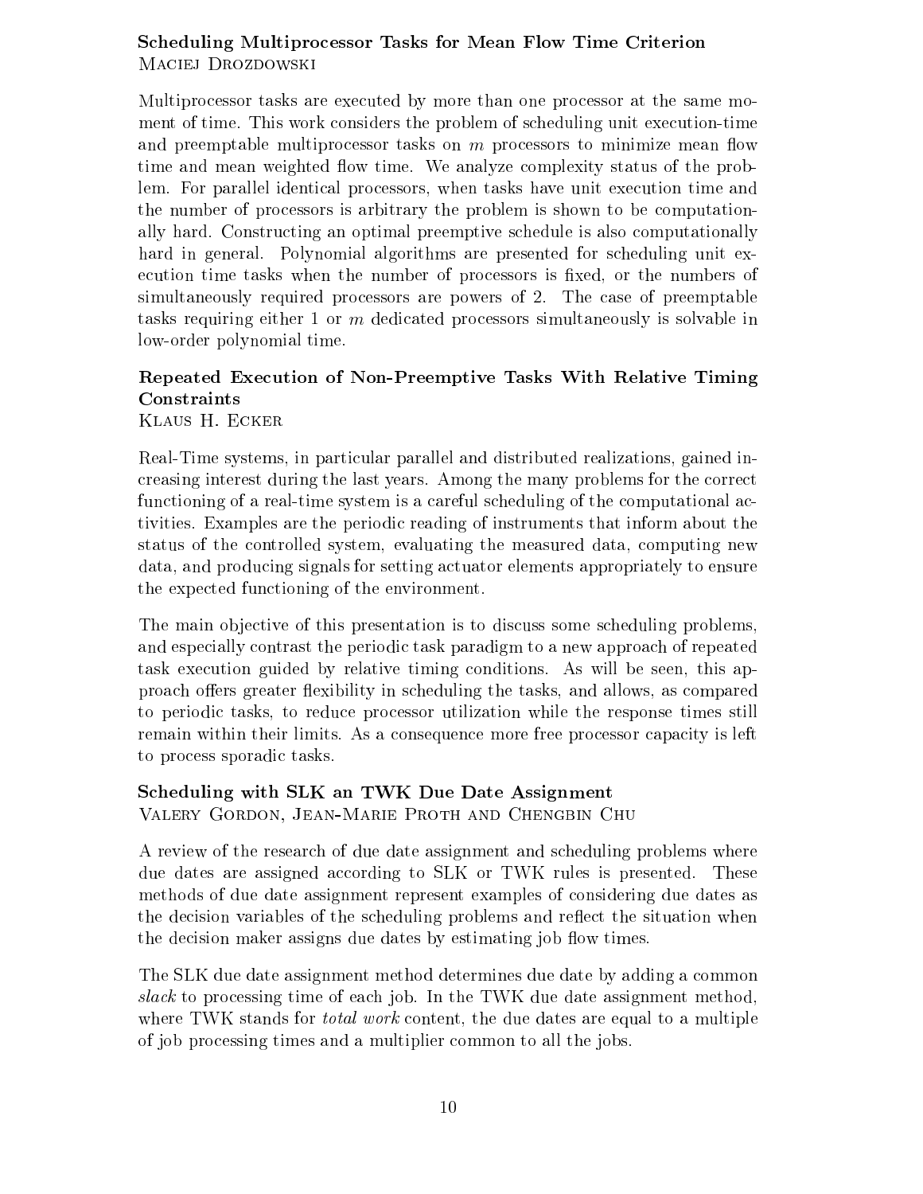### Scheduling Multiprocessor Tasks for Mean Flow Time Criterion

Maciej Drozdowski

Multiprocessor tasks are executed by more than one processor at the same moment of time. This work considers the problem of scheduling unit execution-time and preemptable multiprocessor tasks on $m$ processors to minimize mean flow time and mean weighted flow time. We analyze complexity status of the problem. For parallel identical processors, when tasks have unit execution time and the number of processors is arbitrary the problem is shown to be computationally hard. Constructing an optimal preemptive schedule is also computationally hard in general. Polynomial algorithms are presented for scheduling unit execution time tasks when the number of processors is fixed, or the numbers of simultaneously required processors are powers of 2. The case of preemptable tasks requiring either 1 or $m$ dedicated processors simultaneously is solvable in low-order polynomial time.

### Repeated Execution of Non-Preemptive Tasks With Relative Timing Constraints

Klaus H. Ecker

Real-Time systems, in particular parallel and distributed realizations, gained increasing interest during the last years. Among the many problems for the correct functioning of a real-time system is a careful scheduling of the computational activities. Examples are the periodic reading of instruments that inform about the status of the controlled system, evaluating the measured data, computing new data, and producing signals for setting actuator elements appropriately to ensure the expected functioning of the environment.

The main objective of this presentation is to discuss some scheduling problems, and especially contrast the periodic task paradigm to a new approach of repeated task execution guided by relative timing conditions. As will be seen, this approach offers greater flexibility in scheduling the tasks, and allows, as compared to periodic tasks, to reduce processor utilization while the response times still remain within their limits. As a consequence more free processor capacity is left to process sporadic tasks.

### Scheduling with SLK an TWK Due Date Assignment

Valery Gordon, Jean-Marie Proth and Chengbin Chu

A review of the research of due date assignment and scheduling problems where due dates are assigned according to SLK or TWK rules is presented. These methods of due date assignment represent examples of considering due dates as the decision variables of the scheduling problems and reflect the situation when the decision maker assigns due dates by estimating job flow times.

The SLK due date assignment method determines due date by adding a common *slack* to processing time of each job. In the TWK due date assignment method, where TWK stands for *total work* content, the due dates are equal to a multiple of job processing times and a multiplier common to all the jobs.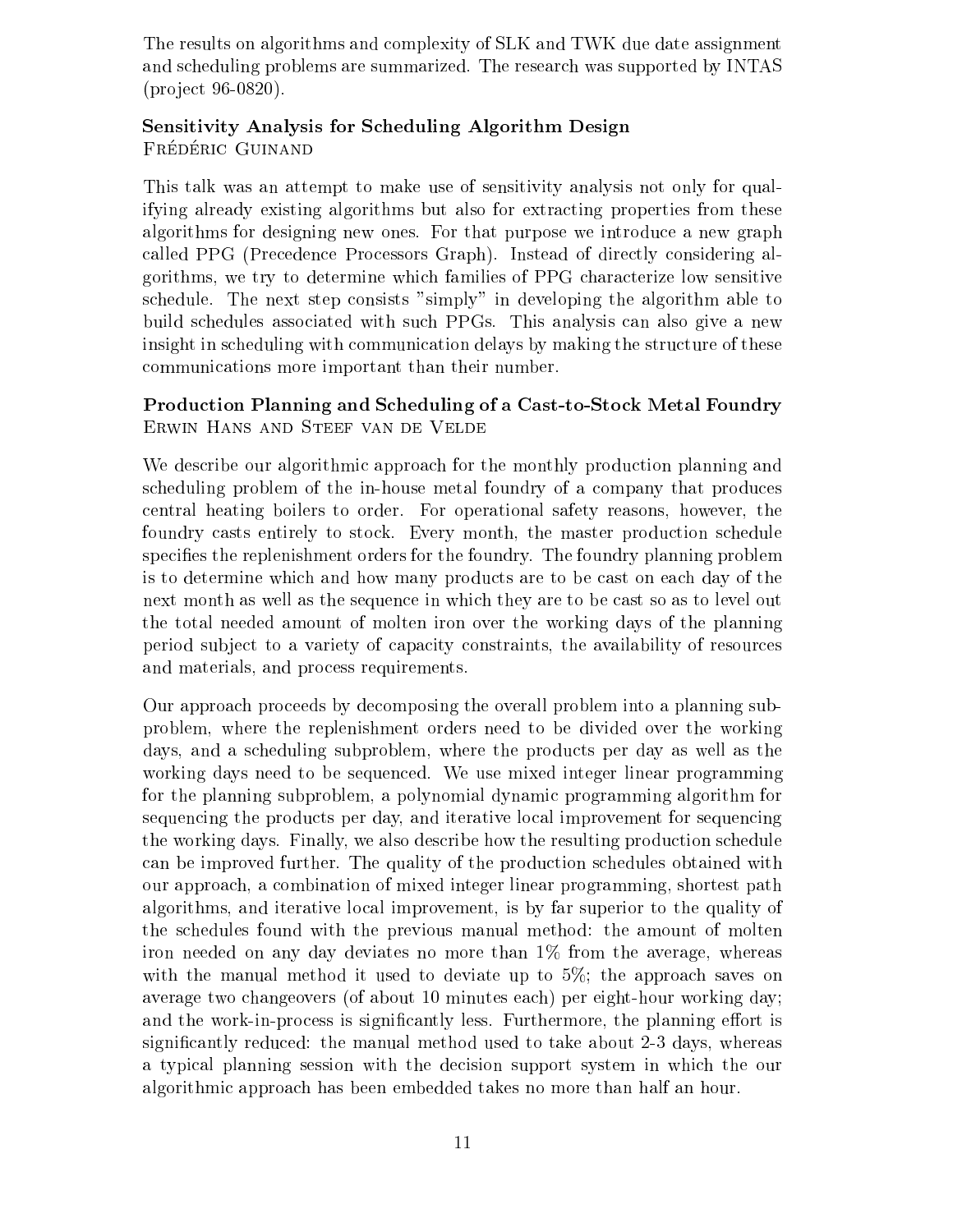The results on algorithms and complexity of SLK and TWK due date assignment and scheduling problems are summarized. The research was supported by INTAS (project 96-0820).

### Sensitivity Analysis for Scheduling Algorithm Design
Frédéric Guinand

This talk was an attempt to make use of sensitivity analysis not only for qualifying already existing algorithms but also for extracting properties from these algorithms for designing new ones. For that purpose we introduce a new graph called PPG (Precedence Processors Graph). Instead of directly considering algorithms, we try to determine which families of PPG characterize low sensitive schedule. The next step consists "simply" in developing the algorithm able to build schedules associated with such PPGs. This analysis can also give a new insight in scheduling with communication delays by making the structure of these communications more important than their number.

### Production Planning and Scheduling of a Cast-to-Stock Metal Foundry
Erwin Hans and Steef van de Velde

We describe our algorithmic approach for the monthly production planning and scheduling problem of the in-house metal foundry of a company that produces central heating boilers to order. For operational safety reasons, however, the foundry casts entirely to stock. Every month, the master production schedule specifies the replenishment orders for the foundry. The foundry planning problem is to determine which and how many products are to be cast on each day of the next month as well as the sequence in which they are to be cast so as to level out the total needed amount of molten iron over the working days of the planning period subject to a variety of capacity constraints, the availability of resources and materials, and process requirements.

Our approach proceeds by decomposing the overall problem into a planning subproblem, where the replenishment orders need to be divided over the working days, and a scheduling subproblem, where the products per day as well as the working days need to be sequenced. We use mixed integer linear programming for the planning subproblem, a polynomial dynamic programming algorithm for sequencing the products per day, and iterative local improvement for sequencing the working days. Finally, we also describe how the resulting production schedule can be improved further. The quality of the production schedules obtained with our approach, a combination of mixed integer linear programming, shortest path algorithms, and iterative local improvement, is by far superior to the quality of the schedules found with the previous manual method: the amount of molten iron needed on any day deviates no more than 1% from the average, whereas with the manual method it used to deviate up to 5%; the approach saves on average two changeovers (of about 10 minutes each) per eight-hour working day; and the work-in-process is significantly less. Furthermore, the planning effort is significantly reduced: the manual method used to take about 2-3 days, whereas a typical planning session with the decision support system in which the our algorithmic approach has been embedded takes no more than half an hour.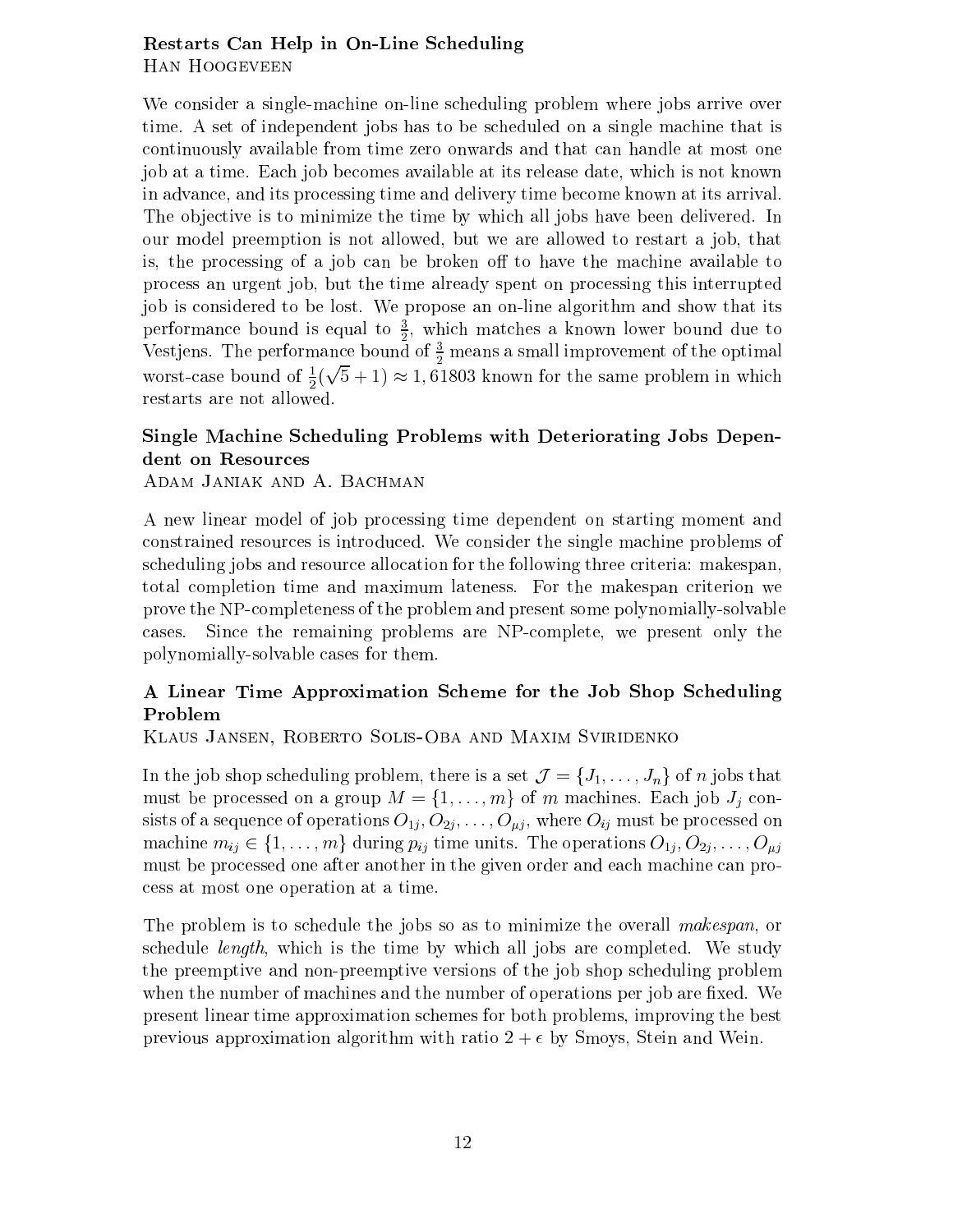### Restarts Can Help in On-Line Scheduling

Han Hoogeveen

We consider a single-machine on-line scheduling problem where jobs arrive over time. A set of independent jobs has to be scheduled on a single machine that is continuously available from time zero onwards and that can handle at most one job at a time. Each job becomes available at its release date, which is not known in advance, and its processing time and delivery time become known at its arrival. The objective is to minimize the time by which all jobs have been delivered. In our model preemption is not allowed, but we are allowed to restart a job, that is, the processing of a job can be broken off to have the machine available to process an urgent job, but the time already spent on processing this interrupted job is considered to be lost. We propose an on-line algorithm and show that its performance bound is equal to $\frac{3}{2}$, which matches a known lower bound due to Vestjens. The performance bound of $\frac{3}{2}$ means a small improvement of the optimal worst-case bound of $\frac{1}{2}(\sqrt{5}+1) \approx 1,61803$ known for the same problem in which restarts are not allowed.

### Single Machine Scheduling Problems with Deteriorating Jobs Dependent on Resources

Adam Janiak and A. Bachman

A new linear model of job processing time dependent on starting moment and constrained resources is introduced. We consider the single machine problems of scheduling jobs and resource allocation for the following three criteria: makespan, total completion time and maximum lateness. For the makespan criterion we prove the NP-completeness of the problem and present some polynomially-solvable cases. Since the remaining problems are NP-complete, we present only the polynomially-solvable cases for them.

### A Linear Time Approximation Scheme for the Job Shop Scheduling Problem

Klaus Jansen, Roberto Solis-Oba and Maxim Sviridenko

In the job shop scheduling problem, there is a set $\mathcal{J} = \{J_1, \ldots, J_n\}$ of $n$ jobs that must be processed on a group $M = \{1, \ldots, m\}$ of $m$ machines. Each job $J_j$ consists of a sequence of operations $O_{1j}, O_{2j}, \ldots, O_{\mu j}$, where $O_{ij}$ must be processed on machine $m_{ij} \in \{1, \ldots, m\}$ during $p_{ij}$ time units. The operations $O_{1j}, O_{2j}, \ldots, O_{\mu j}$ must be processed one after another in the given order and each machine can process at most one operation at a time.

The problem is to schedule the jobs so as to minimize the overall *makespan*, or schedule *length*, which is the time by which all jobs are completed. We study the preemptive and non-preemptive versions of the job shop scheduling problem when the number of machines and the number of operations per job are fixed. We present linear time approximation schemes for both problems, improving the best previous approximation algorithm with ratio $2 + \epsilon$ by Smoys, Stein and Wein.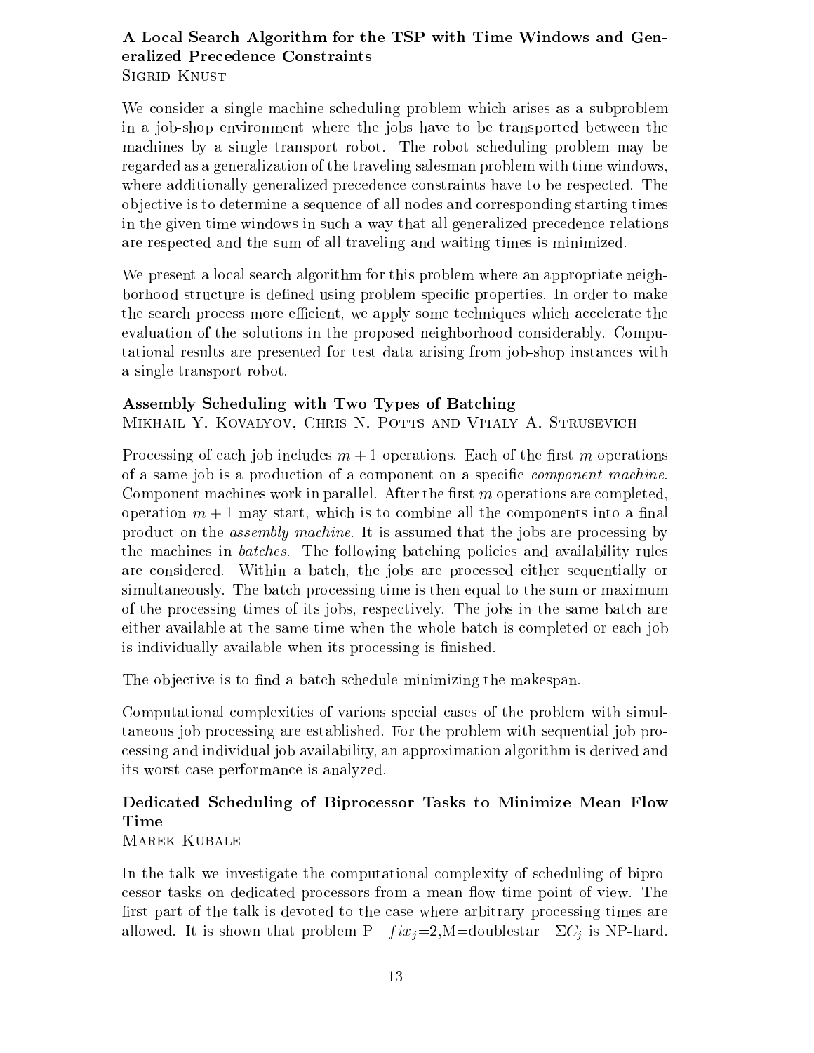### A Local Search Algorithm for the TSP with Time Windows and Generalized Precedence Constraints

Sigrid Knust

We consider a single-machine scheduling problem which arises as a subproblem in a job-shop environment where the jobs have to be transported between the machines by a single transport robot. The robot scheduling problem may be regarded as a generalization of the traveling salesman problem with time windows, where additionally generalized precedence constraints have to be respected. The objective is to determine a sequence of all nodes and corresponding starting times in the given time windows in such a way that all generalized precedence relations are respected and the sum of all traveling and waiting times is minimized.

We present a local search algorithm for this problem where an appropriate neighborhood structure is defined using problem-specific properties. In order to make the search process more efficient, we apply some techniques which accelerate the evaluation of the solutions in the proposed neighborhood considerably. Computational results are presented for test data arising from job-shop instances with a single transport robot.

### Assembly Scheduling with Two Types of Batching

Mikhail Y. Kovalyov, Chris N. Potts and Vitaly A. Strusevich

Processing of each job includes $m+1$ operations. Each of the first $m$ operations of a same job is a production of a component on a specific *component machine*. Component machines work in parallel. After the first $m$ operations are completed, operation $m+1$ may start, which is to combine all the components into a final product on the *assembly machine*. It is assumed that the jobs are processing by the machines in *batches*. The following batching policies and availability rules are considered. Within a batch, the jobs are processed either sequentially or simultaneously. The batch processing time is then equal to the sum or maximum of the processing times of its jobs, respectively. The jobs in the same batch are either available at the same time when the whole batch is completed or each job is individually available when its processing is finished.

The objective is to find a batch schedule minimizing the makespan.

Computational complexities of various special cases of the problem with simultaneous job processing are established. For the problem with sequential job processing and individual job availability, an approximation algorithm is derived and its worst-case performance is analyzed.

### Dedicated Scheduling of Biprocessor Tasks to Minimize Mean Flow Time

Marek Kubale

In the talk we investigate the computational complexity of scheduling of biprocessor tasks on dedicated processors from a mean flow time point of view. The first part of the talk is devoted to the case where arbitrary processing times are allowed. It is shown that problem P—$fix_j$=2,M=doublestar—$\Sigma C_j$ is NP-hard.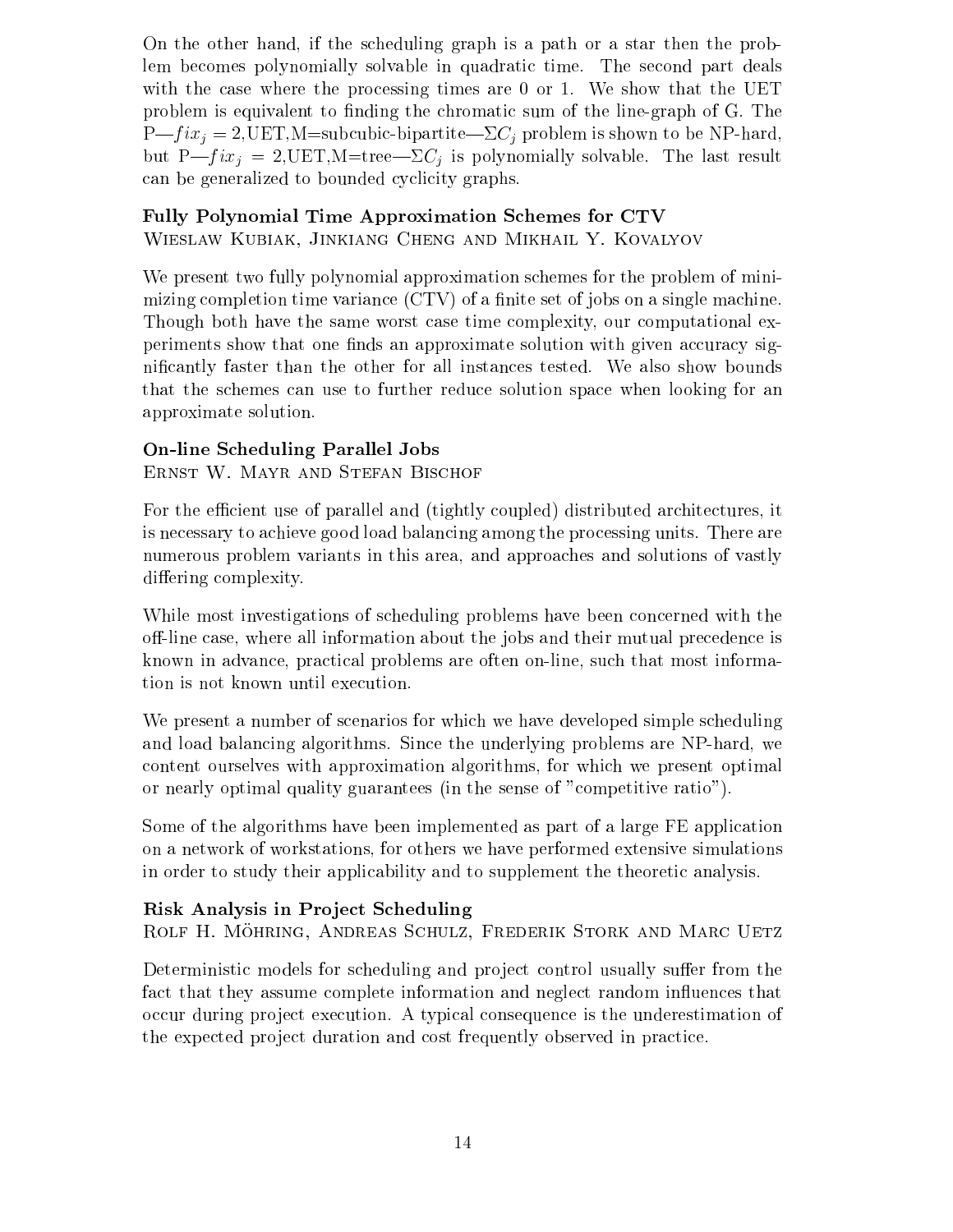On the other hand, if the scheduling graph is a path or a star then the problem becomes polynomially solvable in quadratic time. The second part deals with the case where the processing times are 0 or 1. We show that the UET problem is equivalent to finding the chromatic sum of the line-graph of G. The P—$fix_j = 2$,UET,M=subcubic-bipartite—$\Sigma C_j$ problem is shown to be NP-hard, but P—$fix_j = 2$,UET,M=tree—$\Sigma C_j$ is polynomially solvable. The last result can be generalized to bounded cyclicity graphs.

### Fully Polynomial Time Approximation Schemes for CTV

Wieslaw Kubiak, Jinkiang Cheng and Mikhail Y. Kovalyov

We present two fully polynomial approximation schemes for the problem of minimizing completion time variance (CTV) of a finite set of jobs on a single machine. Though both have the same worst case time complexity, our computational experiments show that one finds an approximate solution with given accuracy significantly faster than the other for all instances tested. We also show bounds that the schemes can use to further reduce solution space when looking for an approximate solution.

### On-line Scheduling Parallel Jobs

Ernst W. Mayr and Stefan Bischof

For the efficient use of parallel and (tightly coupled) distributed architectures, it is necessary to achieve good load balancing among the processing units. There are numerous problem variants in this area, and approaches and solutions of vastly differing complexity.

While most investigations of scheduling problems have been concerned with the off-line case, where all information about the jobs and their mutual precedence is known in advance, practical problems are often on-line, such that most information is not known until execution.

We present a number of scenarios for which we have developed simple scheduling and load balancing algorithms. Since the underlying problems are NP-hard, we content ourselves with approximation algorithms, for which we present optimal or nearly optimal quality guarantees (in the sense of "competitive ratio").

Some of the algorithms have been implemented as part of a large FE application on a network of workstations, for others we have performed extensive simulations in order to study their applicability and to supplement the theoretic analysis.

### Risk Analysis in Project Scheduling

Rolf H. Möhring, Andreas Schulz, Frederik Stork and Marc Uetz

Deterministic models for scheduling and project control usually suffer from the fact that they assume complete information and neglect random influences that occur during project execution. A typical consequence is the underestimation of the expected project duration and cost frequently observed in practice.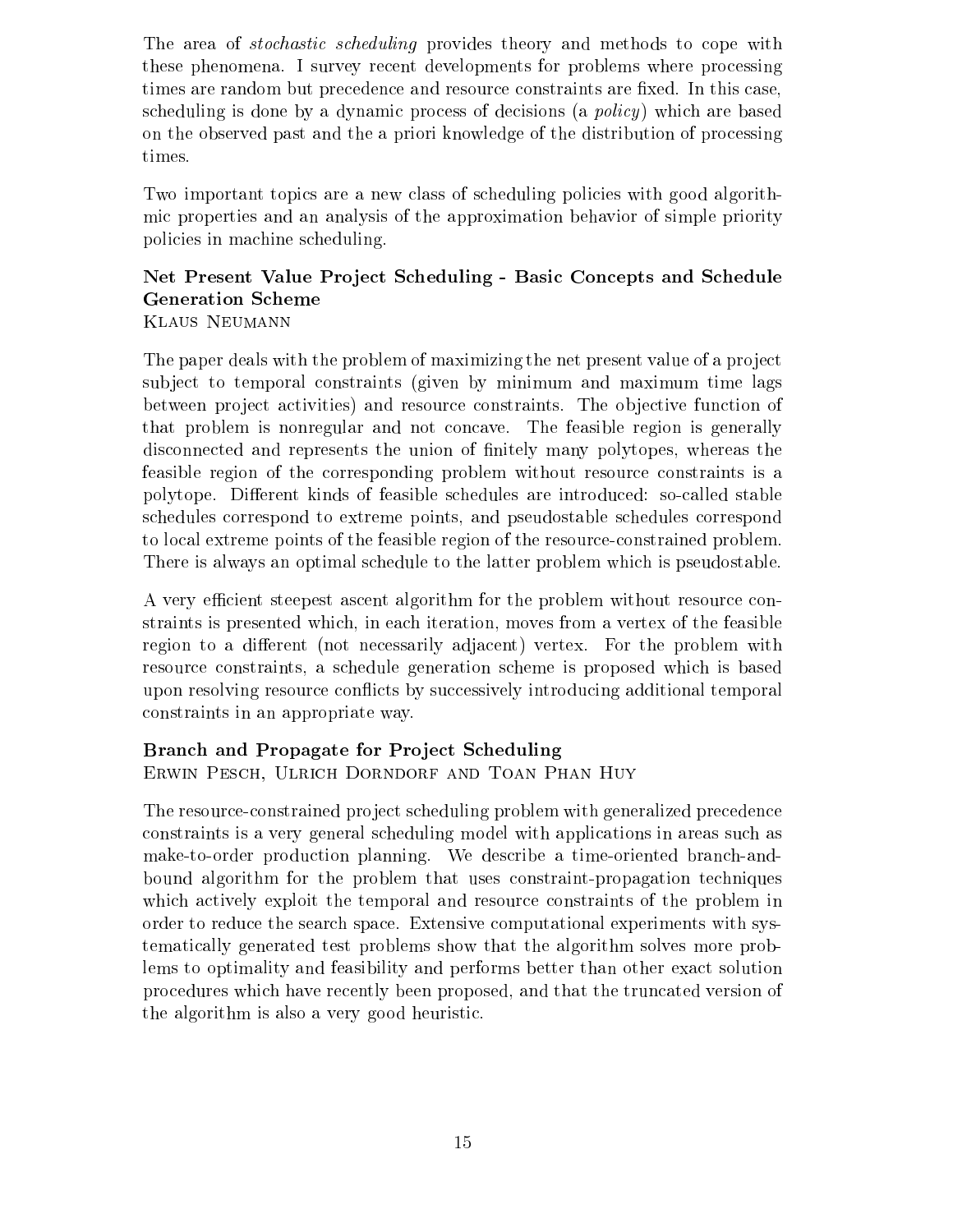The area of *stochastic scheduling* provides theory and methods to cope with these phenomena. I survey recent developments for problems where processing times are random but precedence and resource constraints are fixed. In this case, scheduling is done by a dynamic process of decisions (a *policy*) which are based on the observed past and the a priori knowledge of the distribution of processing times.

Two important topics are a new class of scheduling policies with good algorithmic properties and an analysis of the approximation behavior of simple priority policies in machine scheduling.

### Net Present Value Project Scheduling - Basic Concepts and Schedule Generation Scheme

Klaus Neumann

The paper deals with the problem of maximizing the net present value of a project subject to temporal constraints (given by minimum and maximum time lags between project activities) and resource constraints. The objective function of that problem is nonregular and not concave. The feasible region is generally disconnected and represents the union of finitely many polytopes, whereas the feasible region of the corresponding problem without resource constraints is a polytope. Different kinds of feasible schedules are introduced: so-called stable schedules correspond to extreme points, and pseudostable schedules correspond to local extreme points of the feasible region of the resource-constrained problem. There is always an optimal schedule to the latter problem which is pseudostable.

A very efficient steepest ascent algorithm for the problem without resource constraints is presented which, in each iteration, moves from a vertex of the feasible region to a different (not necessarily adjacent) vertex. For the problem with resource constraints, a schedule generation scheme is proposed which is based upon resolving resource conflicts by successively introducing additional temporal constraints in an appropriate way.

### Branch and Propagate for Project Scheduling

Erwin Pesch, Ulrich Dorndorf and Toan Phan Huy

The resource-constrained project scheduling problem with generalized precedence constraints is a very general scheduling model with applications in areas such as make-to-order production planning. We describe a time-oriented branch-and-bound algorithm for the problem that uses constraint-propagation techniques which actively exploit the temporal and resource constraints of the problem in order to reduce the search space. Extensive computational experiments with systematically generated test problems show that the algorithm solves more problems to optimality and feasibility and performs better than other exact solution procedures which have recently been proposed, and that the truncated version of the algorithm is also a very good heuristic.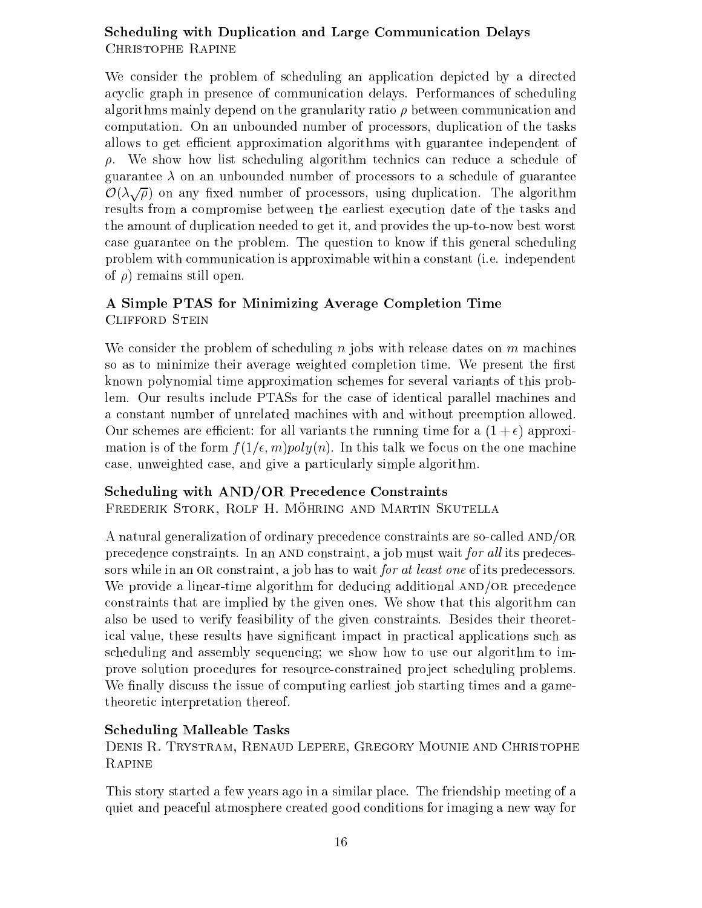### Scheduling with Duplication and Large Communication Delays

Christophe Rapine

We consider the problem of scheduling an application depicted by a directed acyclic graph in presence of communication delays. Performances of scheduling algorithms mainly depend on the granularity ratio $\rho$ between communication and computation. On an unbounded number of processors, duplication of the tasks allows to get efficient approximation algorithms with guarantee independent of $\rho$. We show how list scheduling algorithm technics can reduce a schedule of guarantee $\lambda$ on an unbounded number of processors to a schedule of guarantee $\mathcal{O}(\lambda\sqrt{\rho})$ on any fixed number of processors, using duplication. The algorithm results from a compromise between the earliest execution date of the tasks and the amount of duplication needed to get it, and provides the up-to-now best worst case guarantee on the problem. The question to know if this general scheduling problem with communication is approximable within a constant (i.e. independent of $\rho$) remains still open.

### A Simple PTAS for Minimizing Average Completion Time

Clifford Stein

We consider the problem of scheduling $n$ jobs with release dates on $m$ machines so as to minimize their average weighted completion time. We present the first known polynomial time approximation schemes for several variants of this problem. Our results include PTASs for the case of identical parallel machines and a constant number of unrelated machines with and without preemption allowed. Our schemes are efficient: for all variants the running time for a $(1+\epsilon)$ approximation is of the form $f(1/\epsilon, m) poly(n)$. In this talk we focus on the one machine case, unweighted case, and give a particularly simple algorithm.

### Scheduling with AND/OR Precedence Constraints

Frederik Stork, Rolf H. Möhring and Martin Skutella

A natural generalization of ordinary precedence constraints are so-called AND/OR precedence constraints. In an AND constraint, a job must wait *for all* its predecessors while in an OR constraint, a job has to wait *for at least one* of its predecessors. We provide a linear-time algorithm for deducing additional AND/OR precedence constraints that are implied by the given ones. We show that this algorithm can also be used to verify feasibility of the given constraints. Besides their theoretical value, these results have significant impact in practical applications such as scheduling and assembly sequencing; we show how to use our algorithm to improve solution procedures for resource-constrained project scheduling problems. We finally discuss the issue of computing earliest job starting times and a game-theoretic interpretation thereof.

### Scheduling Malleable Tasks

Denis R. Trystram, Renaud Lepere, Gregory Mounie and Christophe Rapine

This story started a few years ago in a similar place. The friendship meeting of a quiet and peaceful atmosphere created good conditions for imaging a new way for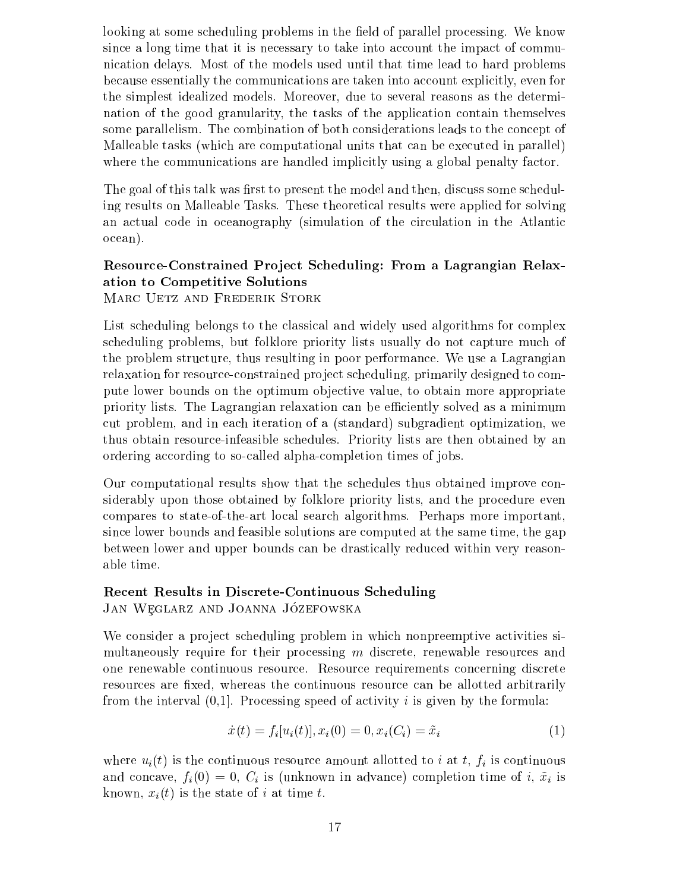looking at some scheduling problems in the field of parallel processing. We know since a long time that it is necessary to take into account the impact of communication delays. Most of the models used until that time lead to hard problems because essentially the communications are taken into account explicitly, even for the simplest idealized models. Moreover, due to several reasons as the determination of the good granularity, the tasks of the application contain themselves some parallelism. The combination of both considerations leads to the concept of Malleable tasks (which are computational units that can be executed in parallel) where the communications are handled implicitly using a global penalty factor.

The goal of this talk was first to present the model and then, discuss some scheduling results on Malleable Tasks. These theoretical results were applied for solving an actual code in oceanography (simulation of the circulation in the Atlantic ocean).

### Resource-Constrained Project Scheduling: From a Lagrangian Relaxation to Competitive Solutions

Marc Uetz and Frederik Stork

List scheduling belongs to the classical and widely used algorithms for complex scheduling problems, but folklore priority lists usually do not capture much of the problem structure, thus resulting in poor performance. We use a Lagrangian relaxation for resource-constrained project scheduling, primarily designed to compute lower bounds on the optimum objective value, to obtain more appropriate priority lists. The Lagrangian relaxation can be efficiently solved as a minimum cut problem, and in each iteration of a (standard) subgradient optimization, we thus obtain resource-infeasible schedules. Priority lists are then obtained by an ordering according to so-called alpha-completion times of jobs.

Our computational results show that the schedules thus obtained improve considerably upon those obtained by folklore priority lists, and the procedure even compares to state-of-the-art local search algorithms. Perhaps more important, since lower bounds and feasible solutions are computed at the same time, the gap between lower and upper bounds can be drastically reduced within very reasonable time.

### Recent Results in Discrete-Continuous Scheduling

Jan Węglarz and Joanna Józefowska

We consider a project scheduling problem in which nonpreemptive activities simultaneously require for their processing $m$ discrete, renewable resources and one renewable continuous resource. Resource requirements concerning discrete resources are fixed, whereas the continuous resource can be allotted arbitrarily from the interval (0,1]. Processing speed of activity $i$ is given by the formula:

$$\dot{x}(t) = f_i[u_i(t)], x_i(0) = 0, x_i(C_i) = \tilde{x}_i \tag{1}$$

where $u_i(t)$ is the continuous resource amount allotted to $i$ at $t$, $f_i$ is continuous and concave, $f_i(0) = 0$, $C_i$ is (unknown in advance) completion time of $i$, $\tilde{x}_i$ is known, $x_i(t)$ is the state of $i$ at time $t$.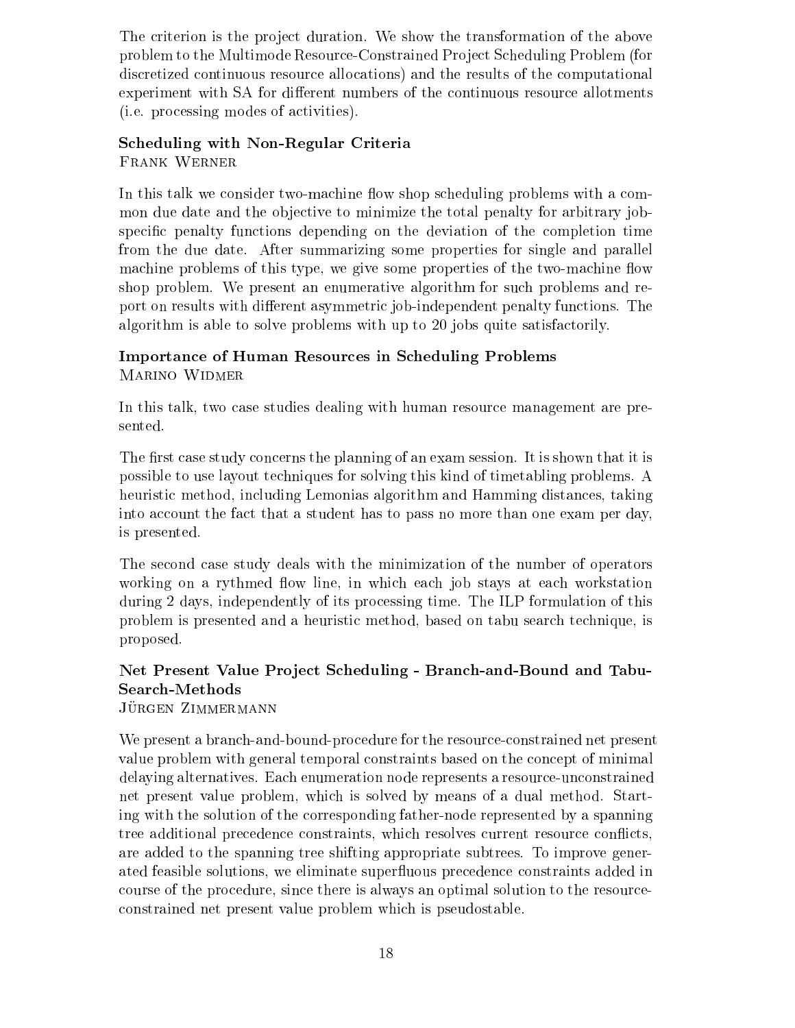The criterion is the project duration. We show the transformation of the above problem to the Multimode Resource-Constrained Project Scheduling Problem (for discretized continuous resource allocations) and the results of the computational experiment with SA for different numbers of the continuous resource allotments (i.e. processing modes of activities).

### Scheduling with Non-Regular Criteria

Frank Werner

In this talk we consider two-machine flow shop scheduling problems with a common due date and the objective to minimize the total penalty for arbitrary job-specific penalty functions depending on the deviation of the completion time from the due date. After summarizing some properties for single and parallel machine problems of this type, we give some properties of the two-machine flow shop problem. We present an enumerative algorithm for such problems and report on results with different asymmetric job-independent penalty functions. The algorithm is able to solve problems with up to 20 jobs quite satisfactorily.

### Importance of Human Resources in Scheduling Problems

Marino Widmer

In this talk, two case studies dealing with human resource management are presented.

The first case study concerns the planning of an exam session. It is shown that it is possible to use layout techniques for solving this kind of timetabling problems. A heuristic method, including Lemonias algorithm and Hamming distances, taking into account the fact that a student has to pass no more than one exam per day, is presented.

The second case study deals with the minimization of the number of operators working on a rythmed flow line, in which each job stays at each workstation during 2 days, independently of its processing time. The ILP formulation of this problem is presented and a heuristic method, based on tabu search technique, is proposed.

### Net Present Value Project Scheduling - Branch-and-Bound and Tabu-Search-Methods

Jürgen Zimmermann

We present a branch-and-bound-procedure for the resource-constrained net present value problem with general temporal constraints based on the concept of minimal delaying alternatives. Each enumeration node represents a resource-unconstrained net present value problem, which is solved by means of a dual method. Starting with the solution of the corresponding father-node represented by a spanning tree additional precedence constraints, which resolves current resource conflicts, are added to the spanning tree shifting appropriate subtrees. To improve generated feasible solutions, we eliminate superfluous precedence constraints added in course of the procedure, since there is always an optimal solution to the resource-constrained net present value problem which is pseudostable.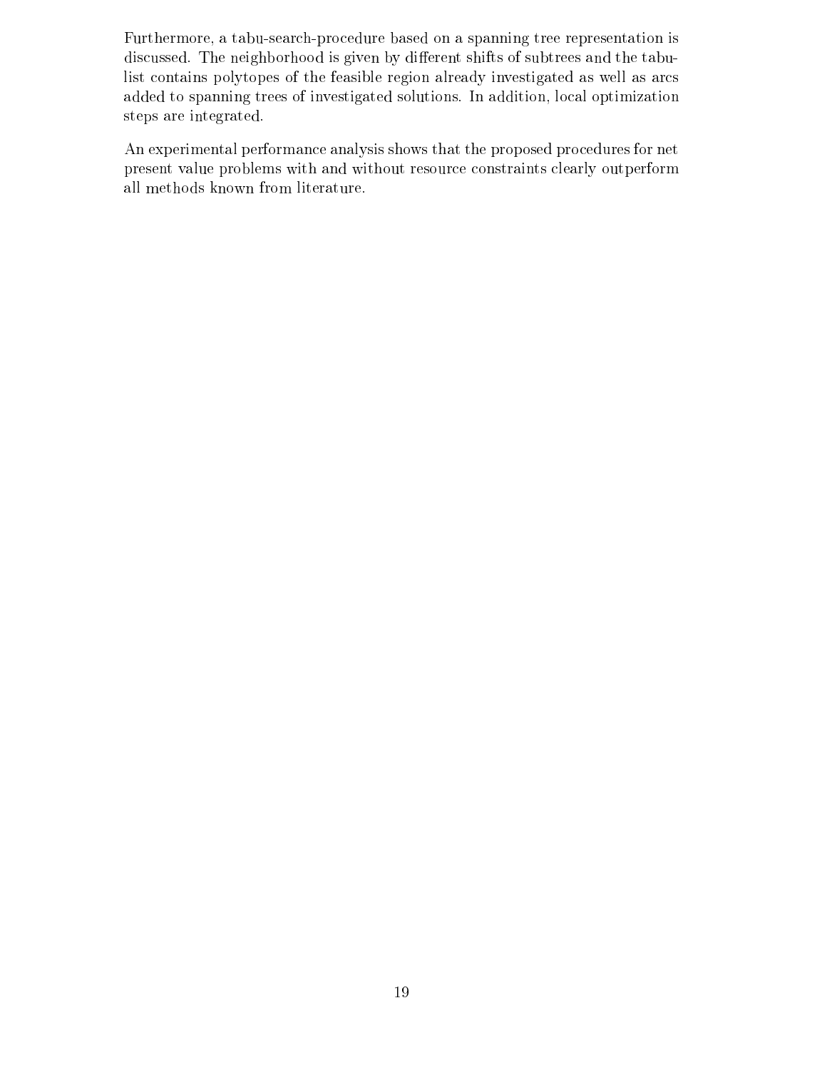Furthermore, a tabu-search-procedure based on a spanning tree representation is discussed. The neighborhood is given by different shifts of subtrees and the tabu-list contains polytopes of the feasible region already investigated as well as arcs added to spanning trees of investigated solutions. In addition, local optimization steps are integrated.

An experimental performance analysis shows that the proposed procedures for net present value problems with and without resource constraints clearly outperform all methods known from literature.